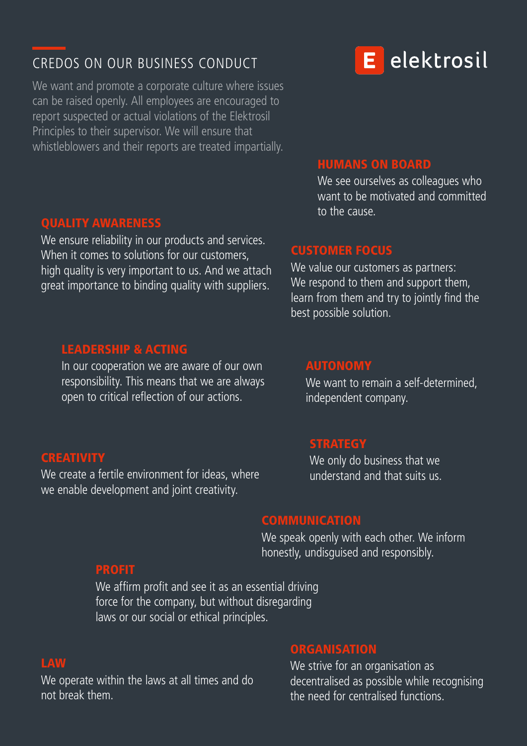# CREDOS ON OUR BUSINESS CONDUCT

elektrosil

We want and promote a corporate culture where issues can be raised openly. All employees are encouraged to report suspected or actual violations of the Elektrosil Principles to their supervisor. We will ensure that whistleblowers and their reports are treated impartially.

## HUMANS ON BOARD

We see ourselves as colleagues who want to be motivated and committed to the cause.

## QUALITY AWARENESS

We ensure reliability in our products and services. When it comes to solutions for our customers, high quality is very important to us. And we attach great importance to binding quality with suppliers.

## CUSTOMER FOCUS

We value our customers as partners: We respond to them and support them, learn from them and try to jointly find the best possible solution.

## LEADERSHIP & ACTING

In our cooperation we are aware of our own responsibility. This means that we are always open to critical reflection of our actions.

## AUTONOMY

We want to remain a self-determined, independent company.

## STRATEGY

We only do business that we understand and that suits us.

## CREATIVITY

We create a fertile environment for ideas, where we enable development and joint creativity.

## COMMUNICATION

We speak openly with each other. We inform honestly, undisguised and responsibly.

## PROFIT

We affirm profit and see it as an essential driving force for the company, but without disregarding laws or our social or ethical principles.

## ORGANISATION

We strive for an organisation as decentralised as possible while recognising the need for centralised functions.

## LAW

We operate within the laws at all times and do not break them.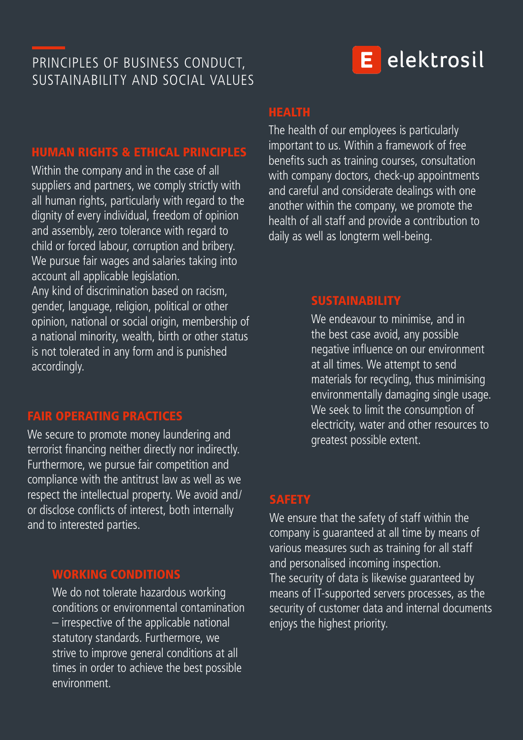# PRINCIPLES OF BUSINESS CONDUCT, SUSTAINABILITY AND SOCIAL VALUES

elektrosil

## HUMAN RIGHTS & ETHICAL PRINCIPLES

Within the company and in the case of all suppliers and partners, we comply strictly with all human rights, particularly with regard to the dignity of every individual, freedom of opinion and assembly, zero tolerance with regard to child or forced labour, corruption and bribery. We pursue fair wages and salaries taking into account all applicable legislation.
Any kind of discrimination based on racism, gender, language, religion, political or other opinion, national or social origin, membership of a national minority, wealth, birth or other status is not tolerated in any form and is punished accordingly.

## FAIR OPERATING PRACTICES

We secure to promote money laundering and terrorist financing neither directly nor indirectly. Furthermore, we pursue fair competition and compliance with the antitrust law as well as we respect the intellectual property. We avoid and/or disclose conflicts of interest, both internally and to interested parties.

## WORKING CONDITIONS

We do not tolerate hazardous working conditions or environmental contamination – irrespective of the applicable national statutory standards. Furthermore, we strive to improve general conditions at all times in order to achieve the best possible environment.

## HEALTH

The health of our employees is particularly important to us. Within a framework of free benefits such as training courses, consultation with company doctors, check-up appointments and careful and considerate dealings with one another within the company, we promote the health of all staff and provide a contribution to daily as well as longterm well-being.

## SUSTAINABILITY

We endeavour to minimise, and in the best case avoid, any possible negative influence on our environment at all times. We attempt to send materials for recycling, thus minimising environmentally damaging single usage. We seek to limit the consumption of electricity, water and other resources to greatest possible extent.

## SAFETY

We ensure that the safety of staff within the company is guaranteed at all time by means of various measures such as training for all staff and personalised incoming inspection.
The security of data is likewise guaranteed by means of IT-supported servers processes, as the security of customer data and internal documents enjoys the highest priority.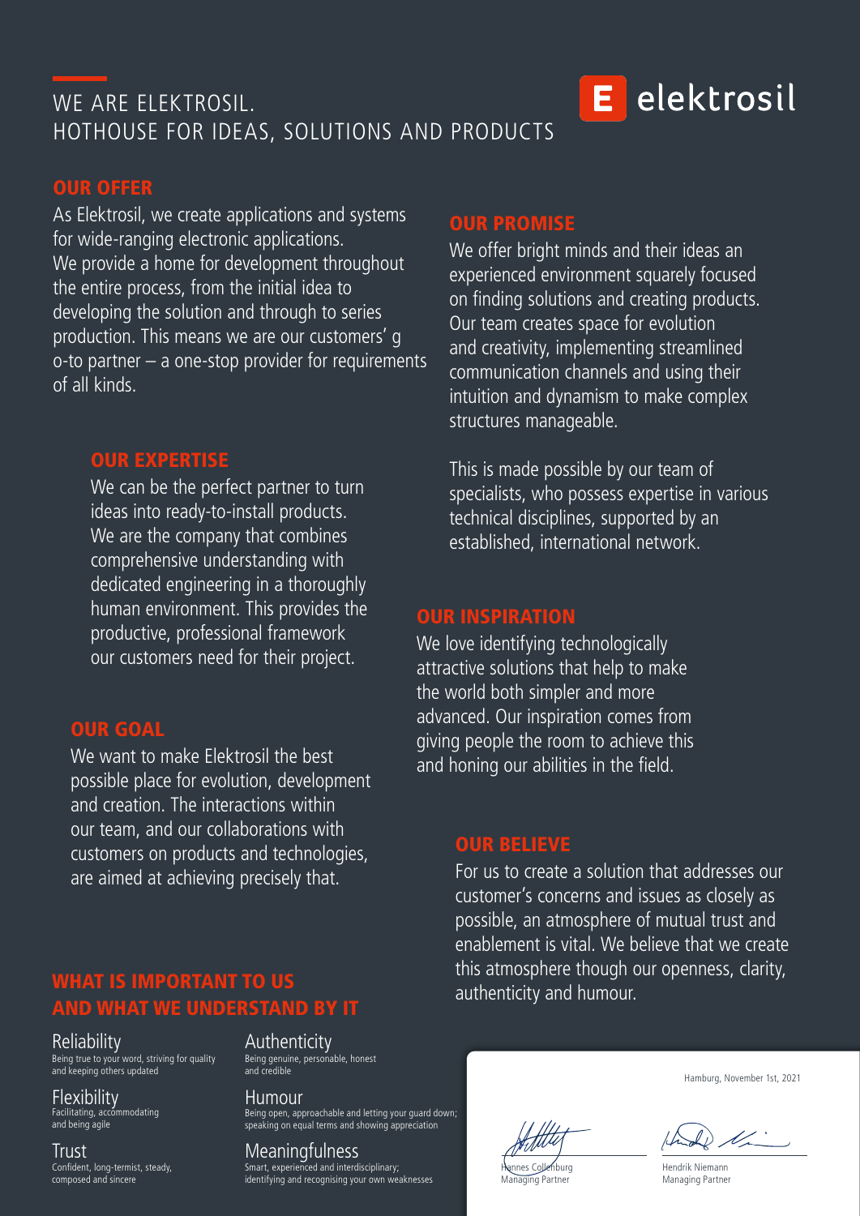# WE ARE ELEKTROSIL.
# HOTHOUSE FOR IDEAS, SOLUTIONS AND PRODUCTS

elektrosil

## OUR OFFER

As Elektrosil, we create applications and systems for wide-ranging electronic applications. We provide a home for development throughout the entire process, from the initial idea to developing the solution and through to series production. This means we are our customers' g o-to partner – a one-stop provider for requirements of all kinds.

## OUR EXPERTISE

We can be the perfect partner to turn ideas into ready-to-install products. We are the company that combines comprehensive understanding with dedicated engineering in a thoroughly human environment. This provides the productive, professional framework our customers need for their project.

## OUR GOAL

We want to make Elektrosil the best possible place for evolution, development and creation. The interactions within our team, and our collaborations with customers on products and technologies, are aimed at achieving precisely that.

## OUR PROMISE

We offer bright minds and their ideas an experienced environment squarely focused on finding solutions and creating products. Our team creates space for evolution and creativity, implementing streamlined communication channels and using their intuition and dynamism to make complex structures manageable.

This is made possible by our team of specialists, who possess expertise in various technical disciplines, supported by an established, international network.

## OUR INSPIRATION

We love identifying technologically attractive solutions that help to make the world both simpler and more advanced. Our inspiration comes from giving people the room to achieve this and honing our abilities in the field.

## OUR BELIEVE

For us to create a solution that addresses our customer's concerns and issues as closely as possible, an atmosphere of mutual trust and enablement is vital. We believe that we create this atmosphere though our openness, clarity, authenticity and humour.

## WHAT IS IMPORTANT TO US AND WHAT WE UNDERSTAND BY IT

**Reliability**
Being true to your word, striving for quality and keeping others updated

**Flexibility**
Facilitating, accommodating and being agile

**Trust**
Confident, long-termist, steady, composed and sincere

**Authenticity**
Being genuine, personable, honest and credible

**Humour**
Being open, approachable and letting your guard down; speaking on equal terms and showing appreciation

**Meaningfulness**
Smart, experienced and interdisciplinary; identifying and recognising your own weaknesses

Hamburg, November 1st, 2021

Hannes Collenburg
Managing Partner

Hendrik Niemann
Managing Partner